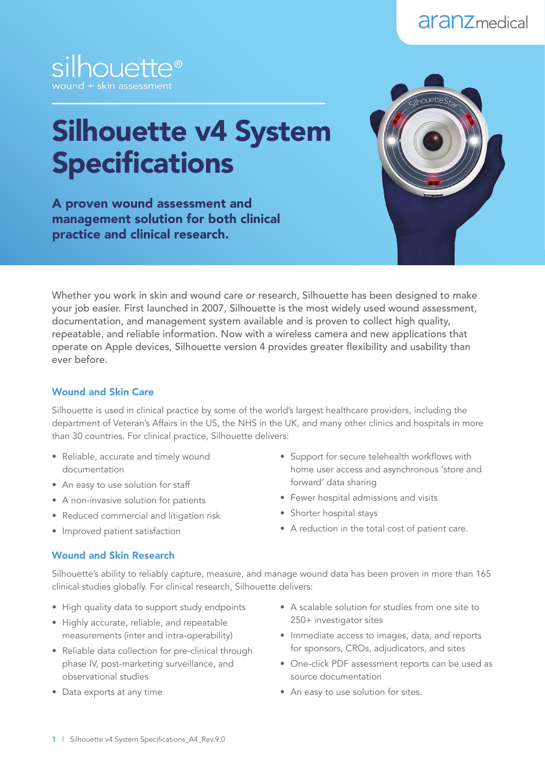aranzmedical

silhouette®
wound + skin assessment

# Silhouette v4 System Specifications

**A proven wound assessment and management solution for both clinical practice and clinical research.**

Whether you work in skin and wound care or research, Silhouette has been designed to make your job easier. First launched in 2007, Silhouette is the most widely used wound assessment, documentation, and management system available and is proven to collect high quality, repeatable, and reliable information. Now with a wireless camera and new applications that operate on Apple devices, Silhouette version 4 provides greater flexibility and usability than ever before.

## Wound and Skin Care

Silhouette is used in clinical practice by some of the world's largest healthcare providers, including the department of Veteran's Affairs in the US, the NHS in the UK, and many other clinics and hospitals in more than 30 countries. For clinical practice, Silhouette delivers:

- Reliable, accurate and timely wound documentation
- An easy to use solution for staff
- A non-invasive solution for patients
- Reduced commercial and litigation risk
- Improved patient satisfaction
- Support for secure telehealth workflows with home user access and asynchronous 'store and forward' data sharing
- Fewer hospital admissions and visits
- Shorter hospital stays
- A reduction in the total cost of patient care.

## Wound and Skin Research

Silhouette's ability to reliably capture, measure, and manage wound data has been proven in more than 165 clinical studies globally. For clinical research, Silhouette delivers:

- High quality data to support study endpoints
- Highly accurate, reliable, and repeatable measurements (inter and intra-operability)
- Reliable data collection for pre-clinical through phase IV, post-marketing surveillance, and observational studies
- Data exports at any time
- A scalable solution for studies from one site to 250+ investigator sites
- Immediate access to images, data, and reports for sponsors, CROs, adjudicators, and sites
- One-click PDF assessment reports can be used as source documentation
- An easy to use solution for sites.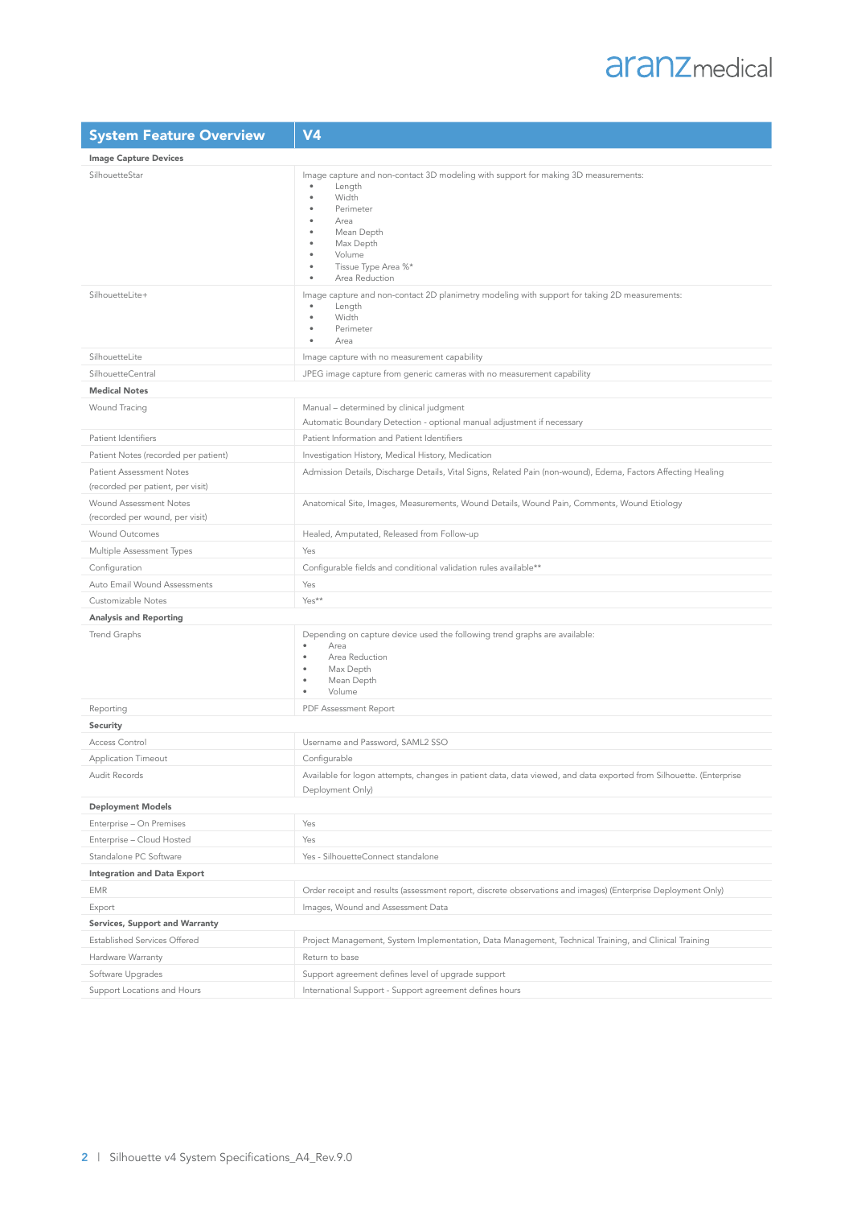| System Feature Overview | V4 |
|---|---|
| **Image Capture Devices** | |
| SilhouetteStar | Image capture and non-contact 3D modeling with support for making 3D measurements:<br>• Length<br>• Width<br>• Perimeter<br>• Area<br>• Mean Depth<br>• Max Depth<br>• Volume<br>• Tissue Type Area %*<br>• Area Reduction |
| SilhouetteLite+ | Image capture and non-contact 2D planimetry modeling with support for taking 2D measurements:<br>• Length<br>• Width<br>• Perimeter<br>• Area |
| SilhouetteLite | Image capture with no measurement capability |
| SilhouetteCentral | JPEG image capture from generic cameras with no measurement capability |
| **Medical Notes** | |
| Wound Tracing | Manual – determined by clinical judgment<br>Automatic Boundary Detection - optional manual adjustment if necessary |
| Patient Identifiers | Patient Information and Patient Identifiers |
| Patient Notes (recorded per patient) | Investigation History, Medical History, Medication |
| Patient Assessment Notes (recorded per patient, per visit) | Admission Details, Discharge Details, Vital Signs, Related Pain (non-wound), Edema, Factors Affecting Healing |
| Wound Assessment Notes (recorded per wound, per visit) | Anatomical Site, Images, Measurements, Wound Details, Wound Pain, Comments, Wound Etiology |
| Wound Outcomes | Healed, Amputated, Released from Follow-up |
| Multiple Assessment Types | Yes |
| Configuration | Configurable fields and conditional validation rules available** |
| Auto Email Wound Assessments | Yes |
| Customizable Notes | Yes** |
| **Analysis and Reporting** | |
| Trend Graphs | Depending on capture device used the following trend graphs are available:<br>• Area<br>• Area Reduction<br>• Max Depth<br>• Mean Depth<br>• Volume |
| Reporting | PDF Assessment Report |
| **Security** | |
| Access Control | Username and Password, SAML2 SSO |
| Application Timeout | Configurable |
| Audit Records | Available for logon attempts, changes in patient data, data viewed, and data exported from Silhouette. (Enterprise Deployment Only) |
| **Deployment Models** | |
| Enterprise – On Premises | Yes |
| Enterprise – Cloud Hosted | Yes |
| Standalone PC Software | Yes - SilhouetteConnect standalone |
| **Integration and Data Export** | |
| EMR | Order receipt and results (assessment report, discrete observations and images) (Enterprise Deployment Only) |
| Export | Images, Wound and Assessment Data |
| **Services, Support and Warranty** | |
| Established Services Offered | Project Management, System Implementation, Data Management, Technical Training, and Clinical Training |
| Hardware Warranty | Return to base |
| Software Upgrades | Support agreement defines level of upgrade support |
| Support Locations and Hours | International Support - Support agreement defines hours |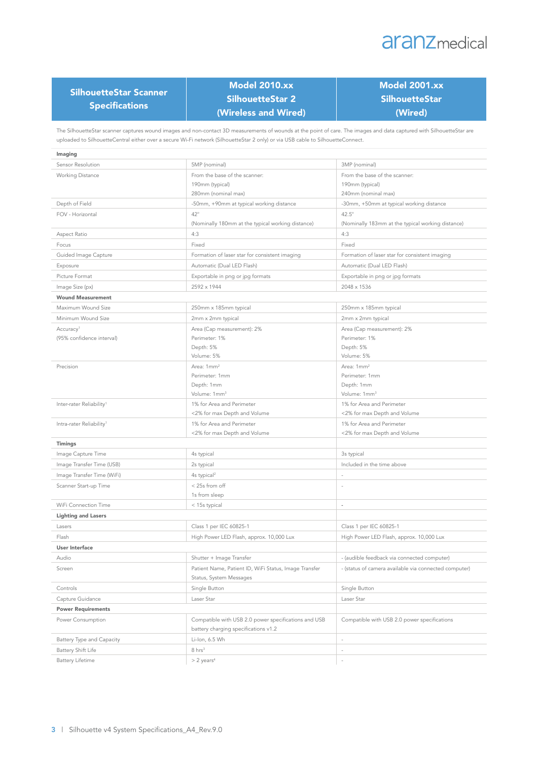| SilhouetteStar Scanner Specifications | Model 2010.xx SilhouetteStar 2 (Wireless and Wired) | Model 2001.xx SilhouetteStar (Wired) |
|---|---|---|

The SilhouetteStar scanner captures wound images and non-contact 3D measurements of wounds at the point of care. The images and data captured with SilhouetteStar are uploaded to SilhouetteCentral either over a secure Wi-Fi network (SilhouetteStar 2 only) or via USB cable to SilhouetteConnect.

| | | |
|---|---|---|
| **Imaging** | | |
| Sensor Resolution | 5MP (nominal) | 3MP (nominal) |
| Working Distance | From the base of the scanner:<br>190mm (typical)<br>280mm (nominal max) | From the base of the scanner:<br>190mm (typical)<br>240mm (nominal max) |
| Depth of Field | -50mm, +90mm at typical working distance | -30mm, +50mm at typical working distance |
| FOV - Horizontal | 42°<br>(Nominally 180mm at the typical working distance) | 42.5°<br>(Nominally 183mm at the typical working distance) |
| Aspect Ratio | 4:3 | 4:3 |
| Focus | Fixed | Fixed |
| Guided Image Capture | Formation of laser star for consistent imaging | Formation of laser star for consistent imaging |
| Exposure | Automatic (Dual LED Flash) | Automatic (Dual LED Flash) |
| Picture Format | Exportable in png or jpg formats | Exportable in png or jpg formats |
| Image Size (px) | 2592 x 1944 | 2048 x 1536 |
| **Wound Measurement** | | |
| Maximum Wound Size | 250mm x 185mm typical | 250mm x 185mm typical |
| Minimum Wound Size | 2mm x 2mm typical | 2mm x 2mm typical |
| Accuracy[1]<br>(95% confidence interval) | Area (Cap measurement): 2%<br>Perimeter: 1%<br>Depth: 5%<br>Volume: 5% | Area (Cap measurement): 2%<br>Perimeter: 1%<br>Depth: 5%<br>Volume: 5% |
| Precision | Area: 1mm$^2$<br>Perimeter: 1mm<br>Depth: 1mm<br>Volume: 1mm$^3$ | Area: 1mm$^2$<br>Perimeter: 1mm<br>Depth: 1mm<br>Volume: 1mm$^3$ |
| Inter-rater Reliability[1] | 1% for Area and Perimeter<br><2% for max Depth and Volume | 1% for Area and Perimeter<br><2% for max Depth and Volume |
| Intra-rater Reliability[1] | 1% for Area and Perimeter<br><2% for max Depth and Volume | 1% for Area and Perimeter<br><2% for max Depth and Volume |
| **Timings** | | |
| Image Capture Time | 4s typical | 3s typical |
| Image Transfer Time (USB) | 2s typical | Included in the time above |
| Image Transfer Time (WiFi) | 4s typical[2] | - |
| Scanner Start-up Time | < 25s from off<br>1s from sleep | - |
| WiFi Connection Time | < 15s typical | - |
| **Lighting and Lasers** | | |
| Lasers | Class 1 per IEC 60825-1 | Class 1 per IEC 60825-1 |
| Flash | High Power LED Flash, approx. 10,000 Lux | High Power LED Flash, approx. 10,000 Lux |
| **User Interface** | | |
| Audio | Shutter + Image Transfer | - (audible feedback via connected computer) |
| Screen | Patient Name, Patient ID, WiFi Status, Image Transfer Status, System Messages | - (status of camera available via connected computer) |
| Controls | Single Button | Single Button |
| Capture Guidance | Laser Star | Laser Star |
| **Power Requirements** | | |
| Power Consumption | Compatible with USB 2.0 power specifications and USB battery charging specifications v1.2 | Compatible with USB 2.0 power specifications |
| Battery Type and Capacity | Li-Ion, 6.5 Wh | - |
| Battery Shift Life | 8 hrs[3] | - |
| Battery Lifetime | > 2 years[4] | - |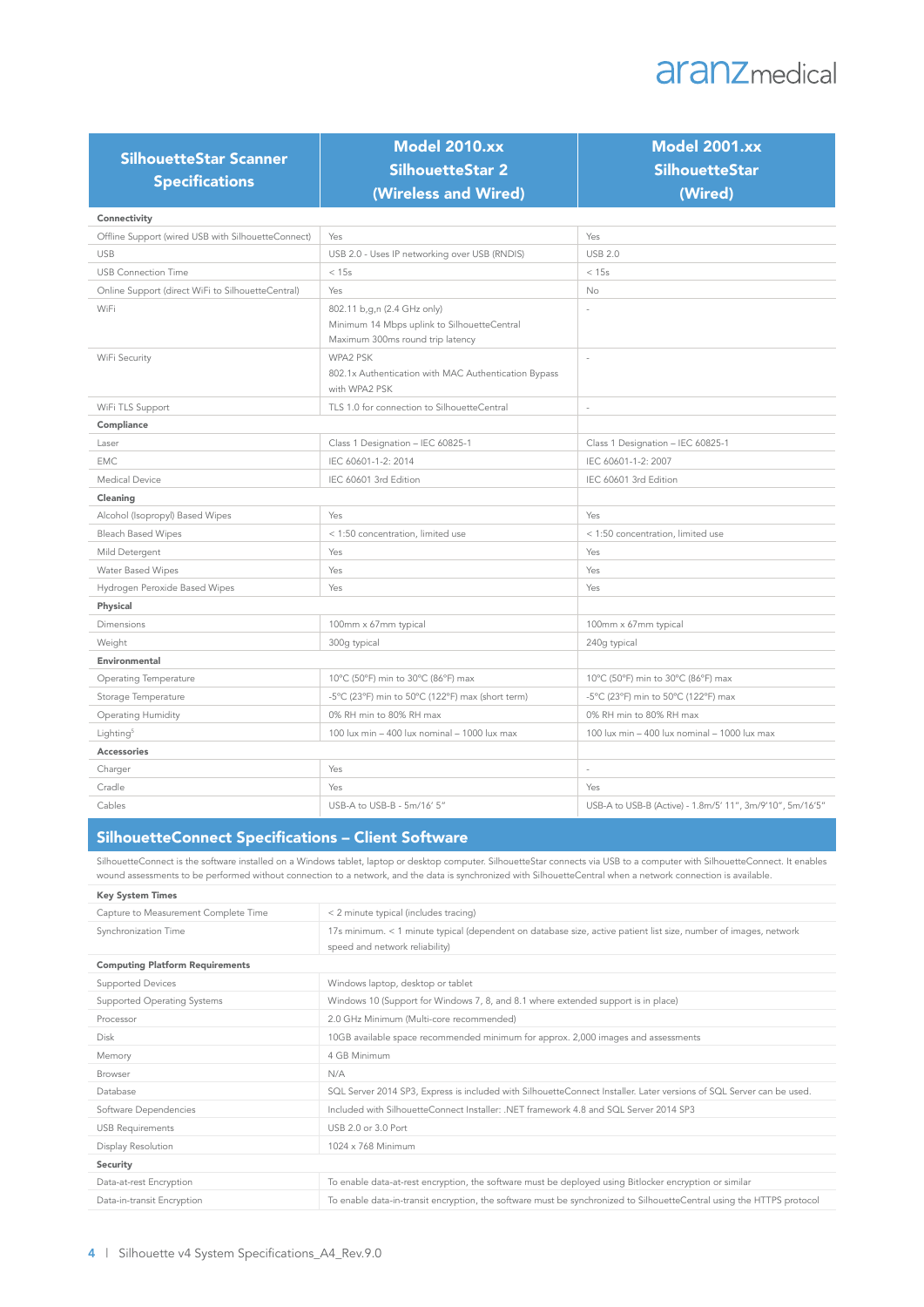| SilhouetteStar Scanner Specifications | Model 2010.xx SilhouetteStar 2 (Wireless and Wired) | Model 2001.xx SilhouetteStar (Wired) |
|---|---|---|
| **Connectivity** | | |
| Offline Support (wired USB with SilhouetteConnect) | Yes | Yes |
| USB | USB 2.0 - Uses IP networking over USB (RNDIS) | USB 2.0 |
| USB Connection Time | < 15s | < 15s |
| Online Support (direct WiFi to SilhouetteCentral) | Yes | No |
| WiFi | 802.11 b,g,n (2.4 GHz only)<br>Minimum 14 Mbps uplink to SilhouetteCentral<br>Maximum 300ms round trip latency | - |
| WiFi Security | WPA2 PSK<br>802.1x Authentication with MAC Authentication Bypass with WPA2 PSK | - |
| WiFi TLS Support | TLS 1.0 for connection to SilhouetteCentral | - |
| **Compliance** | | |
| Laser | Class 1 Designation – IEC 60825-1 | Class 1 Designation – IEC 60825-1 |
| EMC | IEC 60601-1-2: 2014 | IEC 60601-1-2: 2007 |
| Medical Device | IEC 60601 3rd Edition | IEC 60601 3rd Edition |
| **Cleaning** | | |
| Alcohol (Isopropyl) Based Wipes | Yes | Yes |
| Bleach Based Wipes | < 1:50 concentration, limited use | < 1:50 concentration, limited use |
| Mild Detergent | Yes | Yes |
| Water Based Wipes | Yes | Yes |
| Hydrogen Peroxide Based Wipes | Yes | Yes |
| **Physical** | | |
| Dimensions | 100mm x 67mm typical | 100mm x 67mm typical |
| Weight | 300g typical | 240g typical |
| **Environmental** | | |
| Operating Temperature | 10°C (50°F) min to 30°C (86°F) max | 10°C (50°F) min to 30°C (86°F) max |
| Storage Temperature | -5°C (23°F) min to 50°C (122°F) max (short term) | -5°C (23°F) min to 50°C (122°F) max |
| Operating Humidity | 0% RH min to 80% RH max | 0% RH min to 80% RH max |
| Lighting[5] | 100 lux min – 400 lux nominal – 1000 lux max | 100 lux min – 400 lux nominal – 1000 lux max |
| **Accessories** | | |
| Charger | Yes | - |
| Cradle | Yes | Yes |
| Cables | USB-A to USB-B - 5m/16' 5" | USB-A to USB-B (Active) - 1.8m/5' 11", 3m/9'10", 5m/16'5" |

## SilhouetteConnect Specifications – Client Software

SilhouetteConnect is the software installed on a Windows tablet, laptop or desktop computer. SilhouetteStar connects via USB to a computer with SilhouetteConnect. It enables wound assessments to be performed without connection to a network, and the data is synchronized with SilhouetteCentral when a network connection is available.

| | |
|---|---|
| **Key System Times** | |
| Capture to Measurement Complete Time | < 2 minute typical (includes tracing) |
| Synchronization Time | 17s minimum. < 1 minute typical (dependent on database size, active patient list size, number of images, network speed and network reliability) |
| **Computing Platform Requirements** | |
| Supported Devices | Windows laptop, desktop or tablet |
| Supported Operating Systems | Windows 10 (Support for Windows 7, 8, and 8.1 where extended support is in place) |
| Processor | 2.0 GHz Minimum (Multi-core recommended) |
| Disk | 10GB available space recommended minimum for approx. 2,000 images and assessments |
| Memory | 4 GB Minimum |
| Browser | N/A |
| Database | SQL Server 2014 SP3, Express is included with SilhouetteConnect Installer. Later versions of SQL Server can be used. |
| Software Dependencies | Included with SilhouetteConnect Installer: .NET framework 4.8 and SQL Server 2014 SP3 |
| USB Requirements | USB 2.0 or 3.0 Port |
| Display Resolution | 1024 x 768 Minimum |
| **Security** | |
| Data-at-rest Encryption | To enable data-at-rest encryption, the software must be deployed using Bitlocker encryption or similar |
| Data-in-transit Encryption | To enable data-in-transit encryption, the software must be synchronized to SilhouetteCentral using the HTTPS protocol |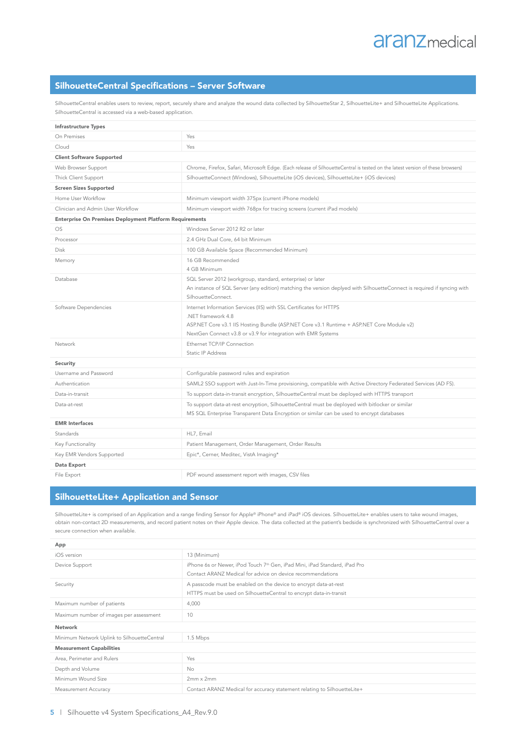## SilhouetteCentral Specifications – Server Software

SilhouetteCentral enables users to review, report, securely share and analyze the wound data collected by SilhouetteStar 2, SilhouetteLite+ and SilhouetteLite Applications. SilhouetteCentral is accessed via a web-based application.

| | |
|---|---|
| **Infrastructure Types** | |
| On Premises | Yes |
| Cloud | Yes |
| **Client Software Supported** | |
| Web Browser Support | Chrome, Firefox, Safari, Microsoft Edge. (Each release of SilhouetteCentral is tested on the latest version of these browsers) |
| Thick Client Support | SilhouetteConnect (Windows), SilhouetteLite (iOS devices), SilhouetteLite+ (iOS devices) |
| **Screen Sizes Supported** | |
| Home User Workflow | Minimum viewport width 375px (current iPhone models) |
| Clinician and Admin User Workflow | Minimum viewport width 768px for tracing screens (current iPad models) |
| **Enterprise On Premises Deployment Platform Requirements** | |
| OS | Windows Server 2012 R2 or later |
| Processor | 2.4 GHz Dual Core, 64 bit Minimum |
| Disk | 100 GB Available Space (Recommended Minimum) |
| Memory | 16 GB Recommended<br>4 GB Minimum |
| Database | SQL Server 2012 (workgroup, standard, enterprise) or later<br>An instance of SQL Server (any edition) matching the version deplyed with SilhouetteConnect is required if syncing with SilhouetteConnect. |
| Software Dependencies | Internet Information Services (IIS) with SSL Certificates for HTTPS<br>.NET framework 4.8<br>ASP.NET Core v3.1 IIS Hosting Bundle (ASP.NET Core v3.1 Runtime + ASP.NET Core Module v2)<br>NextGen Connect v3.8 or v3.9 for integration with EMR Systems |
| Network | Ethernet TCP/IP Connection<br>Static IP Address |
| **Security** | |
| Username and Password | Configurable password rules and expiration |
| Authentication | SAML2 SSO support with Just-In-Time provisioning, compatible with Active Directory Federated Services (AD FS). |
| Data-in-transit | To support data-in-transit encryption, SilhouetteCentral must be deployed with HTTPS transport |
| Data-at-rest | To support data-at-rest encryption, SilhouetteCentral must be deployed with bitlocker or similar<br>MS SQL Enterprise Transparent Data Encryption or similar can be used to encrypt databases |
| **EMR Interfaces** | |
| Standards | HL7, Email |
| Key Functionality | Patient Management, Order Management, Order Results |
| Key EMR Vendors Supported | Epic*, Cerner, Meditec, VistA Imaging* |
| **Data Export** | |
| File Export | PDF wound assessment report with images, CSV files |

## SilhouetteLite+ Application and Sensor

SilhouetteLite+ is comprised of an Application and a range finding Sensor for Apple® iPhone® and iPad® iOS devices. SilhouetteLite+ enables users to take wound images, obtain non-contact 2D measurements, and record patient notes on their Apple device. The data collected at the patient's bedside is synchronized with SilhouetteCentral over a secure connection when available.

| | |
|---|---|
| **App** | |
| iOS version | 13 (Minimum) |
| Device Support | iPhone 6s or Newer, iPod Touch 7th Gen, iPad Mini, iPad Standard, iPad Pro<br>Contact ARANZ Medical for advice on device recommendations |
| Security | A passcode must be enabled on the device to encrypt data-at-rest<br>HTTPS must be used on SilhouetteCentral to encrypt data-in-transit |
| Maximum number of patients | 4,000 |
| Maximum number of images per assessment | 10 |
| **Network** | |
| Minimum Network Uplink to SilhouetteCentral | 1.5 Mbps |
| **Measurement Capabilities** | |
| Area, Perimeter and Rulers | Yes |
| Depth and Volume | No |
| Minimum Wound Size | 2mm x 2mm |
| Measurement Accuracy | Contact ARANZ Medical for accuracy statement relating to SilhouetteLite+ |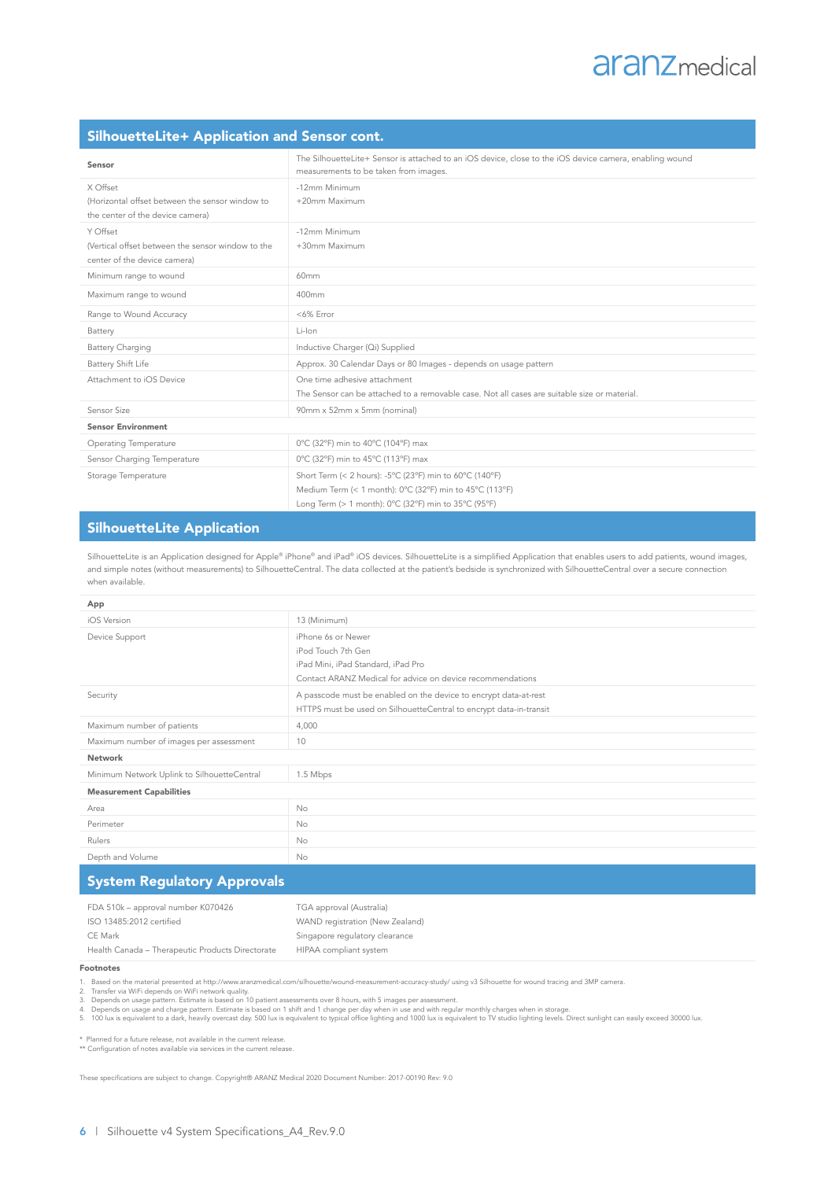## SilhouetteLite+ Application and Sensor cont.

| | |
|---|---|
| **Sensor** | The SilhouetteLite+ Sensor is attached to an iOS device, close to the iOS device camera, enabling wound measurements to be taken from images. |
| X Offset (Horizontal offset between the sensor window to the center of the device camera) | -12mm Minimum<br>+20mm Maximum |
| Y Offset (Vertical offset between the sensor window to the center of the device camera) | -12mm Minimum<br>+30mm Maximum |
| Minimum range to wound | 60mm |
| Maximum range to wound | 400mm |
| Range to Wound Accuracy | <6% Error |
| Battery | Li-Ion |
| Battery Charging | Inductive Charger (Qi) Supplied |
| Battery Shift Life | Approx. 30 Calendar Days or 80 Images - depends on usage pattern |
| Attachment to iOS Device | One time adhesive attachment<br>The Sensor can be attached to a removable case. Not all cases are suitable size or material. |
| Sensor Size | 90mm x 52mm x 5mm (nominal) |
| **Sensor Environment** | |
| Operating Temperature | 0°C (32°F) min to 40°C (104°F) max |
| Sensor Charging Temperature | 0°C (32°F) min to 45°C (113°F) max |
| Storage Temperature | Short Term (< 2 hours): -5°C (23°F) min to 60°C (140°F)<br>Medium Term (< 1 month): 0°C (32°F) min to 45°C (113°F)<br>Long Term (> 1 month): 0°C (32°F) min to 35°C (95°F) |

## SilhouetteLite Application

SilhouetteLite is an Application designed for Apple® iPhone® and iPad® iOS devices. SilhouetteLite is a simplified Application that enables users to add patients, wound images, and simple notes (without measurements) to SilhouetteCentral. The data collected at the patient's bedside is synchronized with SilhouetteCentral over a secure connection when available.

| | |
|---|---|
| **App** | |
| iOS Version | 13 (Minimum) |
| Device Support | iPhone 6s or Newer<br>iPod Touch 7th Gen<br>iPad Mini, iPad Standard, iPad Pro<br>Contact ARANZ Medical for advice on device recommendations |
| Security | A passcode must be enabled on the device to encrypt data-at-rest<br>HTTPS must be used on SilhouetteCentral to encrypt data-in-transit |
| Maximum number of patients | 4,000 |
| Maximum number of images per assessment | 10 |
| **Network** | |
| Minimum Network Uplink to SilhouetteCentral | 1.5 Mbps |
| **Measurement Capabilities** | |
| Area | No |
| Perimeter | No |
| Rulers | No |
| Depth and Volume | No |

## System Regulatory Approvals

| | |
|---|---|
| FDA 510k – approval number K070426 | TGA approval (Australia) |
| ISO 13485:2012 certified | WAND registration (New Zealand) |
| CE Mark | Singapore regulatory clearance |
| Health Canada – Therapeutic Products Directorate | HIPAA compliant system |

**Footnotes**

1. Based on the material presented at http://www.aranzmedical.com/silhouette/wound-measurement-accuracy-study/ using v3 Silhouette for wound tracing and 3MP camera.
2. Transfer via WiFi depends on WiFi network quality.
3. Depends on usage pattern. Estimate is based on 10 patient assessments over 8 hours, with 5 images per assessment.
4. Depends on usage and charge pattern. Estimate is based on 1 shift and 1 change per day when in use and with regular monthly charges when in storage.
5. 100 lux is equivalent to a dark, heavily overcast day. 500 lux is equivalent to typical office lighting and 1000 lux is equivalent to TV studio lighting levels. Direct sunlight can easily exceed 30000 lux.

\* Planned for a future release, not available in the current release.
\*\* Configuration of notes available via services in the current release.

These specifications are subject to change. Copyright® ARANZ Medical 2020 Document Number: 2017-00190 Rev: 9.0